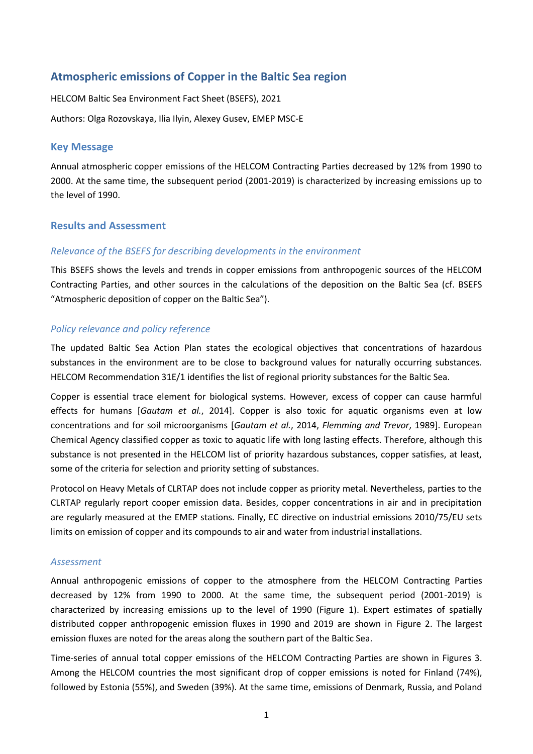# Atmospheric emissions of Copper in the Baltic Sea region

HELCOM Baltic Sea Environment Fact Sheet (BSEFS), 2021

Authors: Olga Rozovskaya, Ilia Ilyin, Alexey Gusev, EMEP MSC-E

## Key Message

Annual atmospheric copper emissions of the HELCOM Contracting Parties decreased by 12% from 1990 to 2000. At the same time, the subsequent period (2001-2019) is characterized by increasing emissions up to the level of 1990.

## Results and Assessment

### *Relevance of the BSEFS for describing developments in the environment*

This BSEFS shows the levels and trends in copper emissions from anthropogenic sources of the HELCOM Contracting Parties, and other sources in the calculations of the deposition on the Baltic Sea (cf. BSEFS "Atmospheric deposition of copper on the Baltic Sea").

### *Policy relevance and policy reference*

The updated Baltic Sea Action Plan states the ecological objectives that concentrations of hazardous substances in the environment are to be close to background values for naturally occurring substances. HELCOM Recommendation 31E/1 identifies the list of regional priority substances for the Baltic Sea.

Copper is essential trace element for biological systems. However, excess of copper can cause harmful effects for humans [*Gautam et al.*, 2014]. Copper is also toxic for aquatic organisms even at low concentrations and for soil microorganisms [*Gautam et al.*, 2014, *Flemming and Trevor*, 1989]. European Chemical Agency classified copper as toxic to aquatic life with long lasting effects. Therefore, although this substance is not presented in the HELCOM list of priority hazardous substances, copper satisfies, at least, some of the criteria for selection and priority setting of substances.

Protocol on Heavy Metals of CLRTAP does not include copper as priority metal. Nevertheless, parties to the CLRTAP regularly report cooper emission data. Besides, copper concentrations in air and in precipitation are regularly measured at the EMEP stations. Finally, EC directive on industrial emissions 2010/75/EU sets limits on emission of copper and its compounds to air and water from industrial installations.

### *Assessment*

Annual anthropogenic emissions of copper to the atmosphere from the HELCOM Contracting Parties decreased by 12% from 1990 to 2000. At the same time, the subsequent period (2001-2019) is characterized by increasing emissions up to the level of 1990 (Figure 1). Expert estimates of spatially distributed copper anthropogenic emission fluxes in 1990 and 2019 are shown in Figure 2. The largest emission fluxes are noted for the areas along the southern part of the Baltic Sea.

Time-series of annual total copper emissions of the HELCOM Contracting Parties are shown in Figures 3. Among the HELCOM countries the most significant drop of copper emissions is noted for Finland (74%), followed by Estonia (55%), and Sweden (39%). At the same time, emissions of Denmark, Russia, and Poland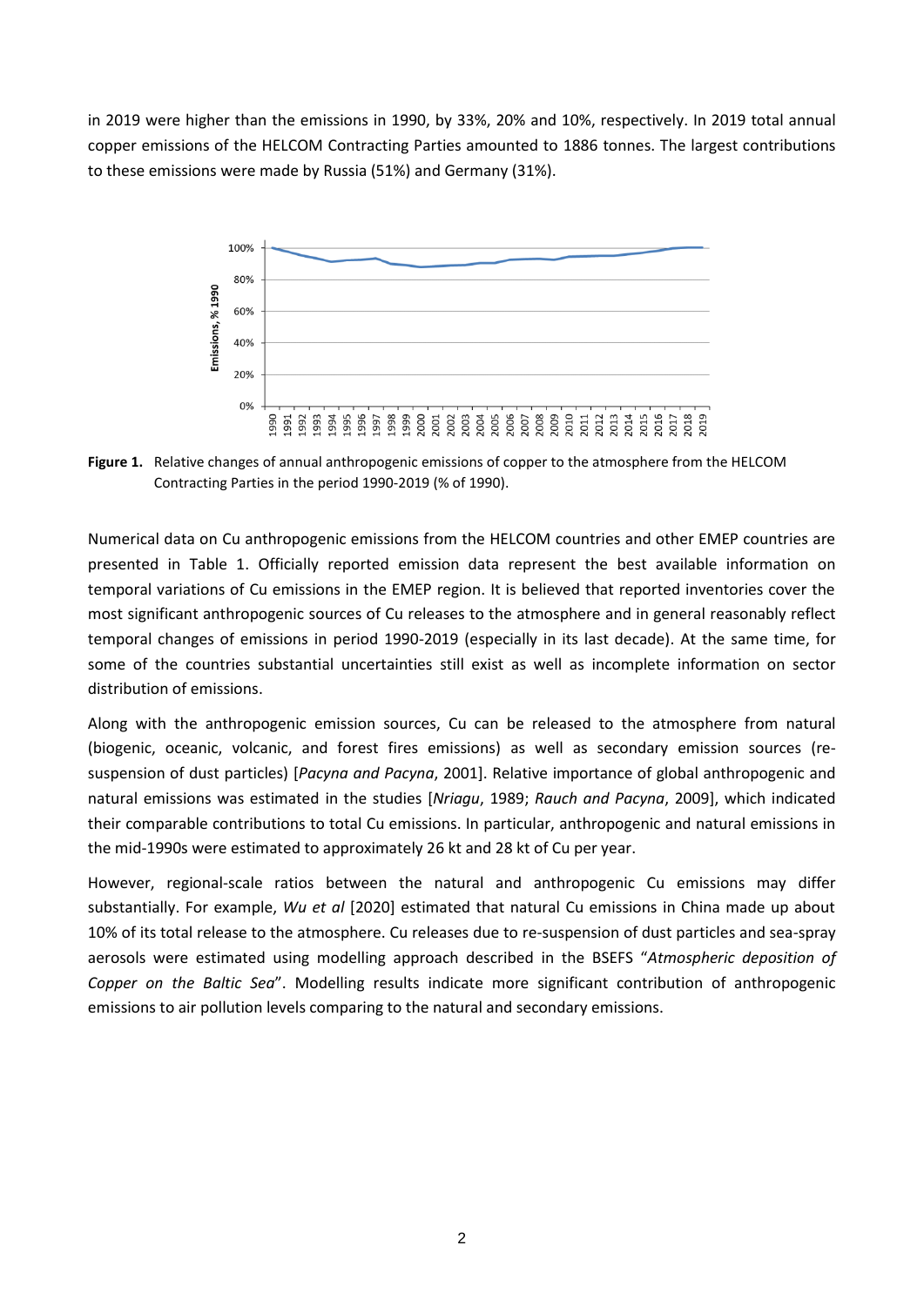in 2019 were higher than the emissions in 1990, by 33%, 20% and 10%, respectively. In 2019 total annual copper emissions of the HELCOM Contracting Parties amounted to 1886 tonnes. The largest contributions to these emissions were made by Russia (51%) and Germany (31%).

**Figure 1.** Relative changes of annual anthropogenic emissions of copper to the atmosphere from the HELCOM Contracting Parties in the period 1990-2019 (% of 1990).

Numerical data on Cu anthropogenic emissions from the HELCOM countries and other EMEP countries are presented in Table 1. Officially reported emission data represent the best available information on temporal variations of Cu emissions in the EMEP region. It is believed that reported inventories cover the most significant anthropogenic sources of Cu releases to the atmosphere and in general reasonably reflect temporal changes of emissions in period 1990-2019 (especially in its last decade). At the same time, for some of the countries substantial uncertainties still exist as well as incomplete information on sector distribution of emissions.

Along with the anthropogenic emission sources, Cu can be released to the atmosphere from natural (biogenic, oceanic, volcanic, and forest fires emissions) as well as secondary emission sources (re-suspension of dust particles) [*Pacyna and Pacyna*, 2001]. Relative importance of global anthropogenic and natural emissions was estimated in the studies [*Nriagu*, 1989; *Rauch and Pacyna*, 2009], which indicated their comparable contributions to total Cu emissions. In particular, anthropogenic and natural emissions in the mid-1990s were estimated to approximately 26 kt and 28 kt of Cu per year.

However, regional-scale ratios between the natural and anthropogenic Cu emissions may differ substantially. For example, *Wu et al* [2020] estimated that natural Cu emissions in China made up about 10% of its total release to the atmosphere. Cu releases due to re-suspension of dust particles and sea-spray aerosols were estimated using modelling approach described in the BSEFS "*Atmospheric deposition of Copper on the Baltic Sea*". Modelling results indicate more significant contribution of anthropogenic emissions to air pollution levels comparing to the natural and secondary emissions.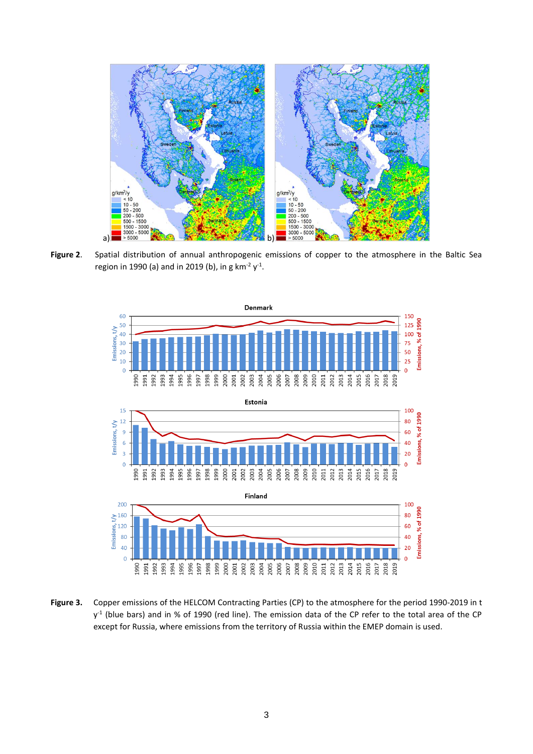**Figure 2.** Spatial distribution of annual anthropogenic emissions of copper to the atmosphere in the Baltic Sea region in 1990 (a) and in 2019 (b), in g km$^{-2}$ y$^{-1}$.

**Figure 3.** Copper emissions of the HELCOM Contracting Parties (CP) to the atmosphere for the period 1990-2019 in t y$^{-1}$ (blue bars) and in % of 1990 (red line). The emission data of the CP refer to the total area of the CP except for Russia, where emissions from the territory of Russia within the EMEP domain is used.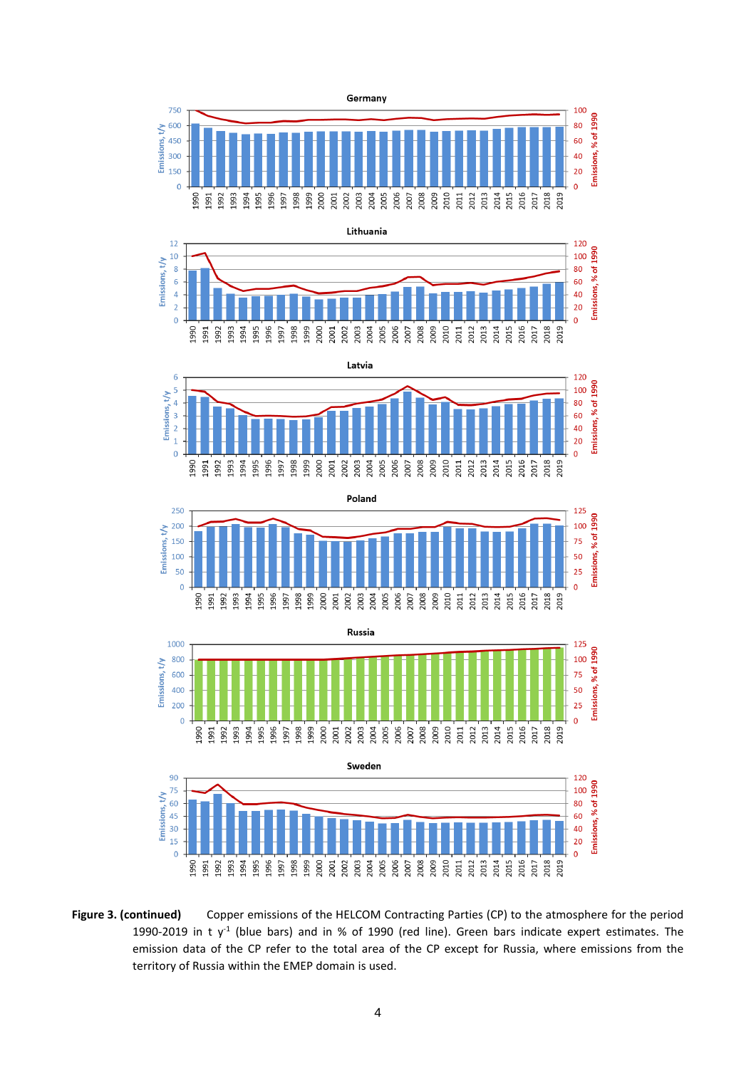**Figure 3. (continued)** Copper emissions of the HELCOM Contracting Parties (CP) to the atmosphere for the period 1990-2019 in t $y^{-1}$ (blue bars) and in % of 1990 (red line). Green bars indicate expert estimates. The emission data of the CP refer to the total area of the CP except for Russia, where emissions from the territory of Russia within the EMEP domain is used.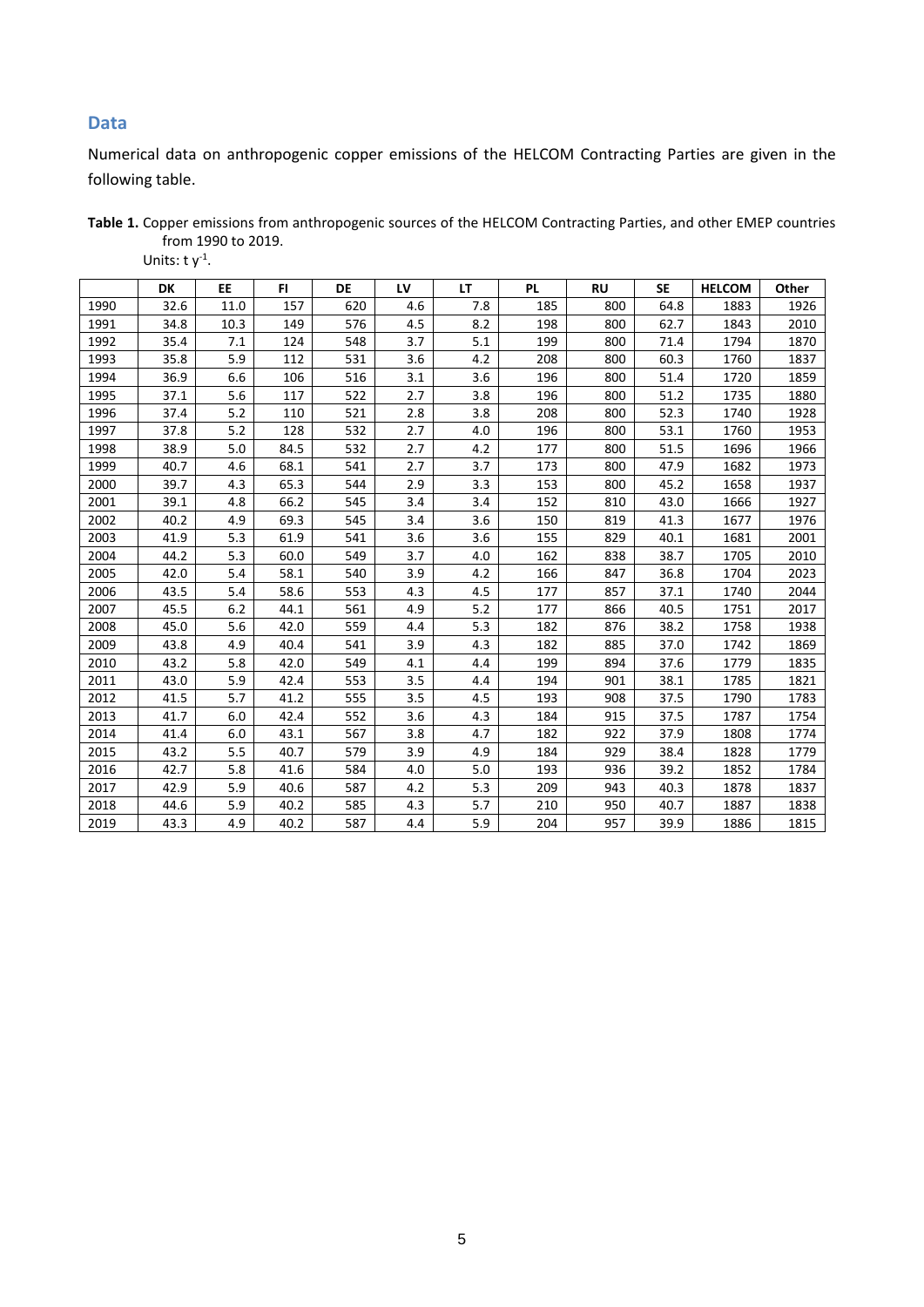## Data

Numerical data on anthropogenic copper emissions of the HELCOM Contracting Parties are given in the following table.

**Table 1.** Copper emissions from anthropogenic sources of the HELCOM Contracting Parties, and other EMEP countries from 1990 to 2019.

Units: t $y^{-1}$.

| | DK | EE | FI | DE | LV | LT | PL | RU | SE | HELCOM | Other |
|---|---|---|---|---|---|---|---|---|---|---|---|
| 1990 | 32.6 | 11.0 | 157 | 620 | 4.6 | 7.8 | 185 | 800 | 64.8 | 1883 | 1926 |
| 1991 | 34.8 | 10.3 | 149 | 576 | 4.5 | 8.2 | 198 | 800 | 62.7 | 1843 | 2010 |
| 1992 | 35.4 | 7.1 | 124 | 548 | 3.7 | 5.1 | 199 | 800 | 71.4 | 1794 | 1870 |
| 1993 | 35.8 | 5.9 | 112 | 531 | 3.6 | 4.2 | 208 | 800 | 60.3 | 1760 | 1837 |
| 1994 | 36.9 | 6.6 | 106 | 516 | 3.1 | 3.6 | 196 | 800 | 51.4 | 1720 | 1859 |
| 1995 | 37.1 | 5.6 | 117 | 522 | 2.7 | 3.8 | 196 | 800 | 51.2 | 1735 | 1880 |
| 1996 | 37.4 | 5.2 | 110 | 521 | 2.8 | 3.8 | 208 | 800 | 52.3 | 1740 | 1928 |
| 1997 | 37.8 | 5.2 | 128 | 532 | 2.7 | 4.0 | 196 | 800 | 53.1 | 1760 | 1953 |
| 1998 | 38.9 | 5.0 | 84.5 | 532 | 2.7 | 4.2 | 177 | 800 | 51.5 | 1696 | 1966 |
| 1999 | 40.7 | 4.6 | 68.1 | 541 | 2.7 | 3.7 | 173 | 800 | 47.9 | 1682 | 1973 |
| 2000 | 39.7 | 4.3 | 65.3 | 544 | 2.9 | 3.3 | 153 | 800 | 45.2 | 1658 | 1937 |
| 2001 | 39.1 | 4.8 | 66.2 | 545 | 3.4 | 3.4 | 152 | 810 | 43.0 | 1666 | 1927 |
| 2002 | 40.2 | 4.9 | 69.3 | 545 | 3.4 | 3.6 | 150 | 819 | 41.3 | 1677 | 1976 |
| 2003 | 41.9 | 5.3 | 61.9 | 541 | 3.6 | 3.6 | 155 | 829 | 40.1 | 1681 | 2001 |
| 2004 | 44.2 | 5.3 | 60.0 | 549 | 3.7 | 4.0 | 162 | 838 | 38.7 | 1705 | 2010 |
| 2005 | 42.0 | 5.4 | 58.1 | 540 | 3.9 | 4.2 | 166 | 847 | 36.8 | 1704 | 2023 |
| 2006 | 43.5 | 5.4 | 58.6 | 553 | 4.3 | 4.5 | 177 | 857 | 37.1 | 1740 | 2044 |
| 2007 | 45.5 | 6.2 | 44.1 | 561 | 4.9 | 5.2 | 177 | 866 | 40.5 | 1751 | 2017 |
| 2008 | 45.0 | 5.6 | 42.0 | 559 | 4.4 | 5.3 | 182 | 876 | 38.2 | 1758 | 1938 |
| 2009 | 43.8 | 4.9 | 40.4 | 541 | 3.9 | 4.3 | 182 | 885 | 37.0 | 1742 | 1869 |
| 2010 | 43.2 | 5.8 | 42.0 | 549 | 4.1 | 4.4 | 199 | 894 | 37.6 | 1779 | 1835 |
| 2011 | 43.0 | 5.9 | 42.4 | 553 | 3.5 | 4.4 | 194 | 901 | 38.1 | 1785 | 1821 |
| 2012 | 41.5 | 5.7 | 41.2 | 555 | 3.5 | 4.5 | 193 | 908 | 37.5 | 1790 | 1783 |
| 2013 | 41.7 | 6.0 | 42.4 | 552 | 3.6 | 4.3 | 184 | 915 | 37.5 | 1787 | 1754 |
| 2014 | 41.4 | 6.0 | 43.1 | 567 | 3.8 | 4.7 | 182 | 922 | 37.9 | 1808 | 1774 |
| 2015 | 43.2 | 5.5 | 40.7 | 579 | 3.9 | 4.9 | 184 | 929 | 38.4 | 1828 | 1779 |
| 2016 | 42.7 | 5.8 | 41.6 | 584 | 4.0 | 5.0 | 193 | 936 | 39.2 | 1852 | 1784 |
| 2017 | 42.9 | 5.9 | 40.6 | 587 | 4.2 | 5.3 | 209 | 943 | 40.3 | 1878 | 1837 |
| 2018 | 44.6 | 5.9 | 40.2 | 585 | 4.3 | 5.7 | 210 | 950 | 40.7 | 1887 | 1838 |
| 2019 | 43.3 | 4.9 | 40.2 | 587 | 4.4 | 5.9 | 204 | 957 | 39.9 | 1886 | 1815 |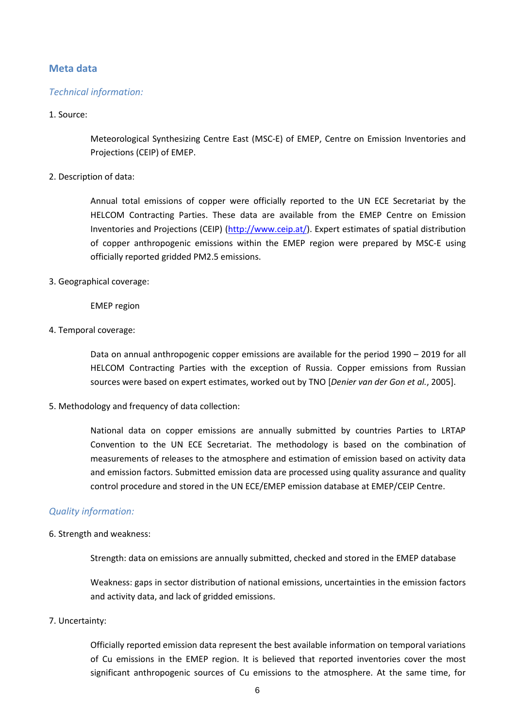## Meta data

### *Technical information:*

1. Source:

   Meteorological Synthesizing Centre East (MSC-E) of EMEP, Centre on Emission Inventories and Projections (CEIP) of EMEP.

2. Description of data:

   Annual total emissions of copper were officially reported to the UN ECE Secretariat by the HELCOM Contracting Parties. These data are available from the EMEP Centre on Emission Inventories and Projections (CEIP) (http://www.ceip.at/). Expert estimates of spatial distribution of copper anthropogenic emissions within the EMEP region were prepared by MSC-E using officially reported gridded PM2.5 emissions.

3. Geographical coverage:

   EMEP region

4. Temporal coverage:

   Data on annual anthropogenic copper emissions are available for the period 1990 – 2019 for all HELCOM Contracting Parties with the exception of Russia. Copper emissions from Russian sources were based on expert estimates, worked out by TNO [*Denier van der Gon et al.*, 2005].

5. Methodology and frequency of data collection:

   National data on copper emissions are annually submitted by countries Parties to LRTAP Convention to the UN ECE Secretariat. The methodology is based on the combination of measurements of releases to the atmosphere and estimation of emission based on activity data and emission factors. Submitted emission data are processed using quality assurance and quality control procedure and stored in the UN ECE/EMEP emission database at EMEP/CEIP Centre.

### *Quality information:*

6. Strength and weakness:

   Strength: data on emissions are annually submitted, checked and stored in the EMEP database

   Weakness: gaps in sector distribution of national emissions, uncertainties in the emission factors and activity data, and lack of gridded emissions.

7. Uncertainty:

   Officially reported emission data represent the best available information on temporal variations of Cu emissions in the EMEP region. It is believed that reported inventories cover the most significant anthropogenic sources of Cu emissions to the atmosphere. At the same time, for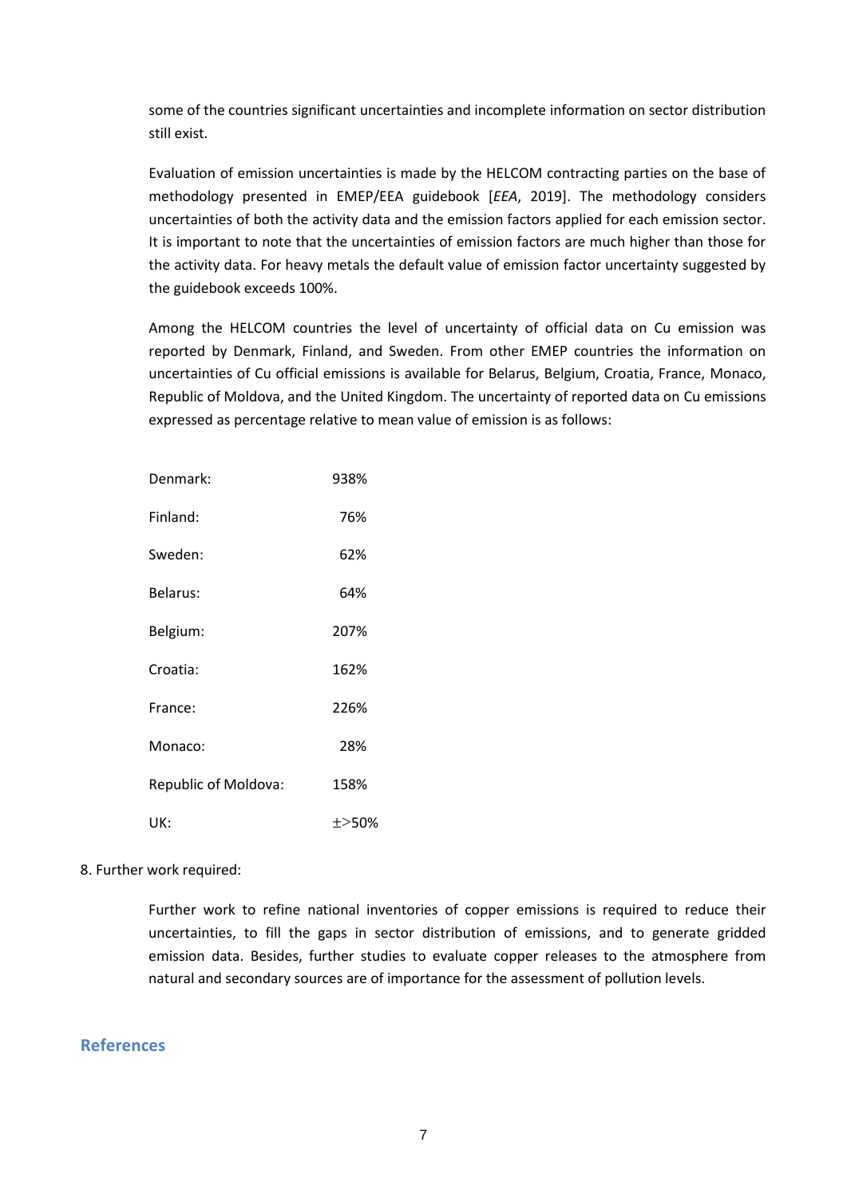some of the countries significant uncertainties and incomplete information on sector distribution still exist.

Evaluation of emission uncertainties is made by the HELCOM contracting parties on the base of methodology presented in EMEP/EEA guidebook [*EEA*, 2019]. The methodology considers uncertainties of both the activity data and the emission factors applied for each emission sector. It is important to note that the uncertainties of emission factors are much higher than those for the activity data. For heavy metals the default value of emission factor uncertainty suggested by the guidebook exceeds 100%.

Among the HELCOM countries the level of uncertainty of official data on Cu emission was reported by Denmark, Finland, and Sweden. From other EMEP countries the information on uncertainties of Cu official emissions is available for Belarus, Belgium, Croatia, France, Monaco, Republic of Moldova, and the United Kingdom. The uncertainty of reported data on Cu emissions expressed as percentage relative to mean value of emission is as follows:

| | |
|---|---|
| Denmark: | 938% |
| Finland: | 76% |
| Sweden: | 62% |
| Belarus: | 64% |
| Belgium: | 207% |
| Croatia: | 162% |
| France: | 226% |
| Monaco: | 28% |
| Republic of Moldova: | 158% |
| UK: | ±>50% |

8. Further work required:

Further work to refine national inventories of copper emissions is required to reduce their uncertainties, to fill the gaps in sector distribution of emissions, and to generate gridded emission data. Besides, further studies to evaluate copper releases to the atmosphere from natural and secondary sources are of importance for the assessment of pollution levels.

## References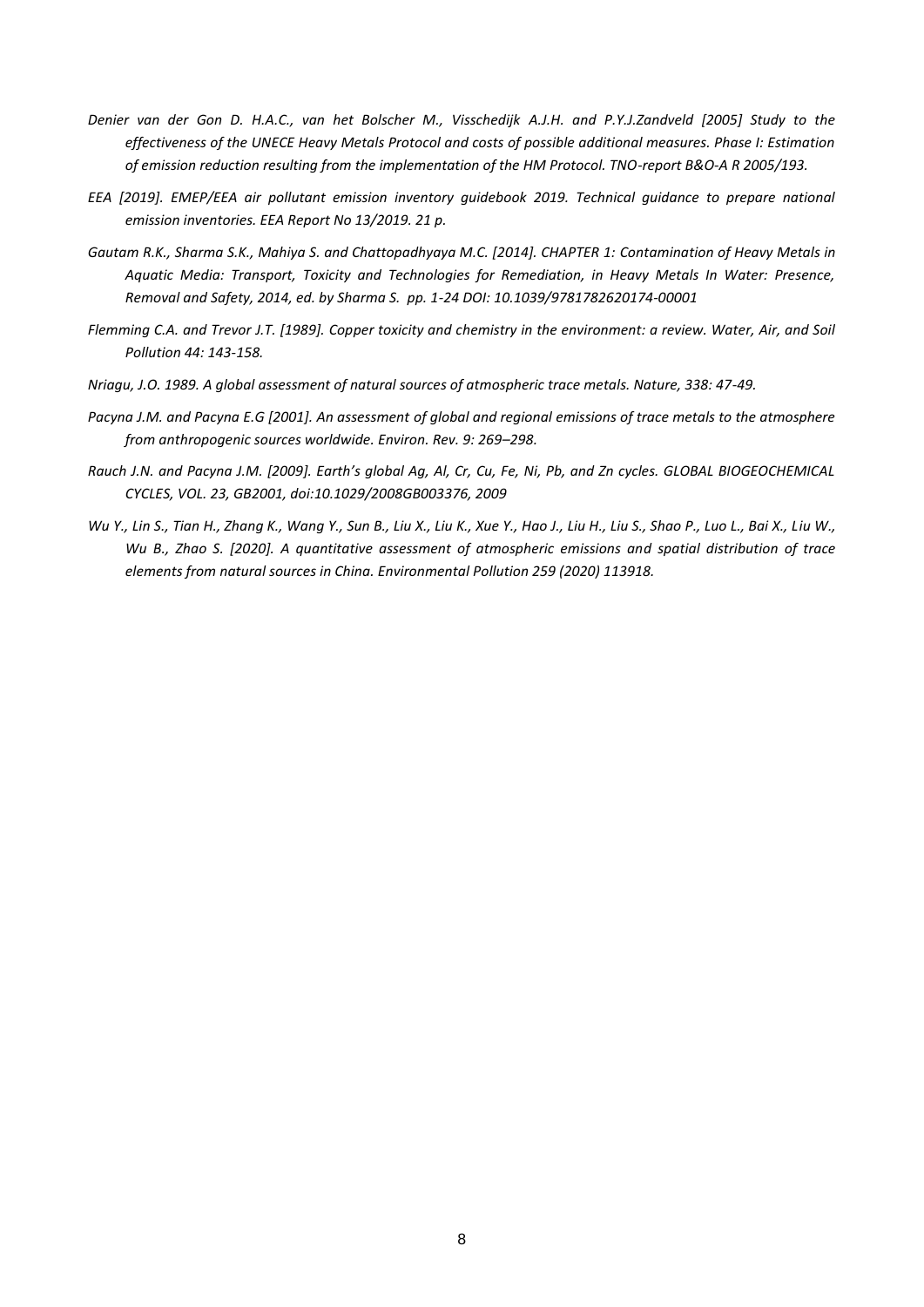*Denier van der Gon D. H.A.C., van het Bolscher M., Visschedijk A.J.H. and P.Y.J.Zandveld [2005] Study to the effectiveness of the UNECE Heavy Metals Protocol and costs of possible additional measures. Phase I: Estimation of emission reduction resulting from the implementation of the HM Protocol. TNO-report B&O-A R 2005/193.*

*EEA [2019]. EMEP/EEA air pollutant emission inventory guidebook 2019. Technical guidance to prepare national emission inventories. EEA Report No 13/2019. 21 p.*

*Gautam R.K., Sharma S.K., Mahiya S. and Chattopadhyaya M.C. [2014]. CHAPTER 1: Contamination of Heavy Metals in Aquatic Media: Transport, Toxicity and Technologies for Remediation, in Heavy Metals In Water: Presence, Removal and Safety, 2014, ed. by Sharma S. pp. 1-24 DOI: 10.1039/9781782620174-00001*

*Flemming C.A. and Trevor J.T. [1989]. Copper toxicity and chemistry in the environment: a review. Water, Air, and Soil Pollution 44: 143-158.*

*Nriagu, J.O. 1989. A global assessment of natural sources of atmospheric trace metals. Nature, 338: 47-49.*

*Pacyna J.M. and Pacyna E.G [2001]. An assessment of global and regional emissions of trace metals to the atmosphere from anthropogenic sources worldwide. Environ. Rev. 9: 269–298.*

*Rauch J.N. and Pacyna J.M. [2009]. Earth's global Ag, Al, Cr, Cu, Fe, Ni, Pb, and Zn cycles. GLOBAL BIOGEOCHEMICAL CYCLES, VOL. 23, GB2001, doi:10.1029/2008GB003376, 2009*

*Wu Y., Lin S., Tian H., Zhang K., Wang Y., Sun B., Liu X., Liu K., Xue Y., Hao J., Liu H., Liu S., Shao P., Luo L., Bai X., Liu W., Wu B., Zhao S. [2020]. A quantitative assessment of atmospheric emissions and spatial distribution of trace elements from natural sources in China. Environmental Pollution 259 (2020) 113918.*